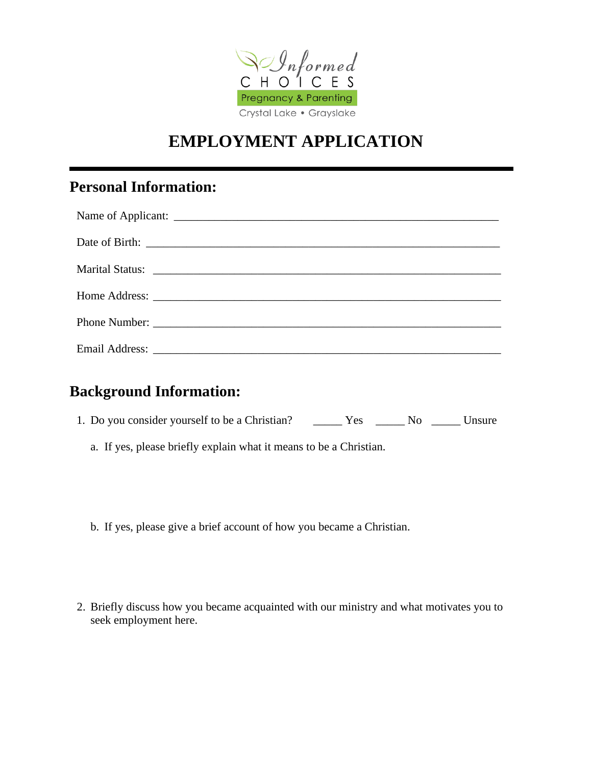Informed
CHOICES
Pregnancy & Parenting
Crystal Lake • Grayslake

# EMPLOYMENT APPLICATION

## Personal Information:

Name of Applicant: ____________________________________________________________

Date of Birth: ________________________________________________________________

Marital Status: _______________________________________________________________

Home Address: _______________________________________________________________

Phone Number: _______________________________________________________________

Email Address: _______________________________________________________________

## Background Information:

1. Do you consider yourself to be a Christian? _____ Yes _____ No _____ Unsure

   a. If yes, please briefly explain what it means to be a Christian.

   b. If yes, please give a brief account of how you became a Christian.

2. Briefly discuss how you became acquainted with our ministry and what motivates you to seek employment here.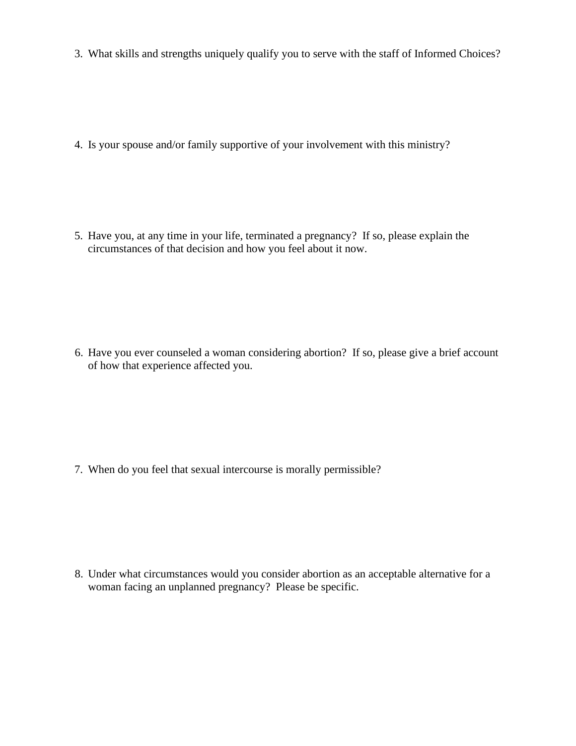3. What skills and strengths uniquely qualify you to serve with the staff of Informed Choices?

4. Is your spouse and/or family supportive of your involvement with this ministry?

5. Have you, at any time in your life, terminated a pregnancy? If so, please explain the circumstances of that decision and how you feel about it now.

6. Have you ever counseled a woman considering abortion? If so, please give a brief account of how that experience affected you.

7. When do you feel that sexual intercourse is morally permissible?

8. Under what circumstances would you consider abortion as an acceptable alternative for a woman facing an unplanned pregnancy? Please be specific.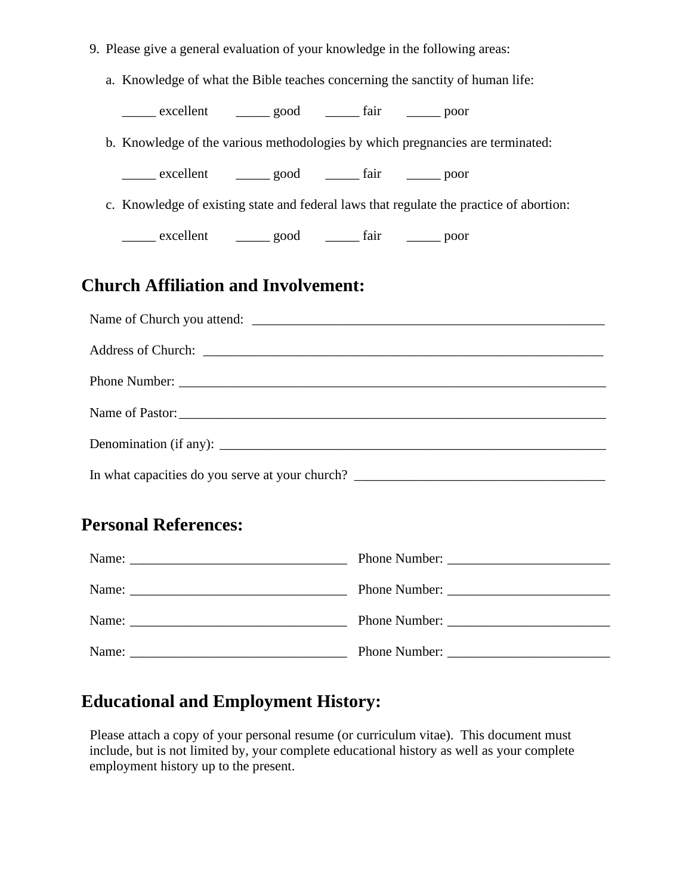9. Please give a general evaluation of your knowledge in the following areas:

   a. Knowledge of what the Bible teaches concerning the sanctity of human life:

      _____ excellent     _____ good     _____ fair     _____ poor

   b. Knowledge of the various methodologies by which pregnancies are terminated:

      _____ excellent     _____ good     _____ fair     _____ poor

   c. Knowledge of existing state and federal laws that regulate the practice of abortion:

      _____ excellent     _____ good     _____ fair     _____ poor

## Church Affiliation and Involvement:

Name of Church you attend: ____________________________________________________

Address of Church: ____________________________________________________________

Phone Number: ________________________________________________________________

Name of Pastor: _______________________________________________________________

Denomination (if any): __________________________________________________________

In what capacities do you serve at your church? ____________________________________

## Personal References:

Name: ________________________________ Phone Number: ________________________

Name: ________________________________ Phone Number: ________________________

Name: ________________________________ Phone Number: ________________________

Name: ________________________________ Phone Number: ________________________

## Educational and Employment History:

Please attach a copy of your personal resume (or curriculum vitae). This document must include, but is not limited by, your complete educational history as well as your complete employment history up to the present.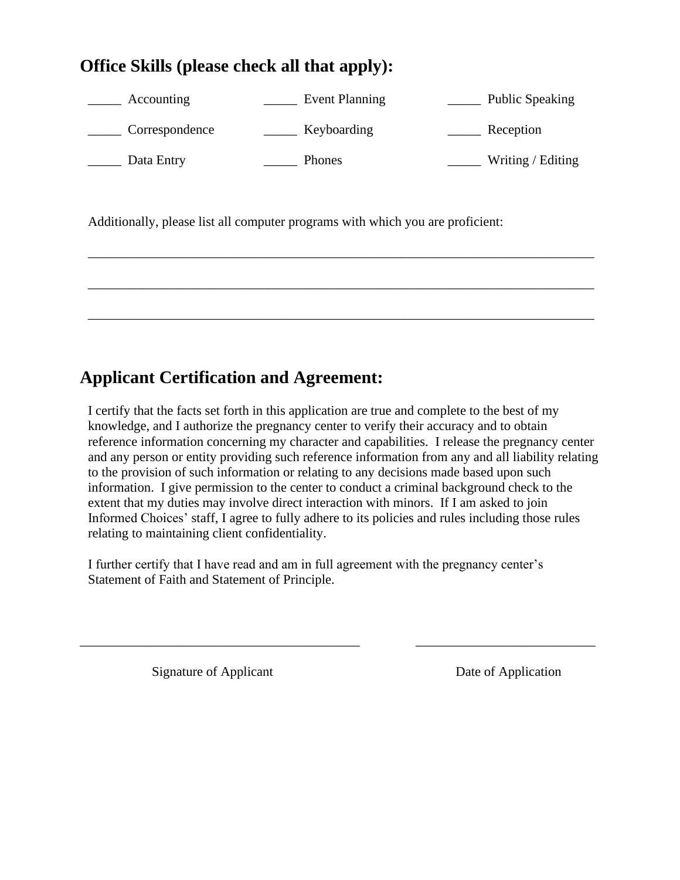## Office Skills (please check all that apply):

| | | |
|---|---|---|
| _____ Accounting | _____ Event Planning | _____ Public Speaking |
| _____ Correspondence | _____ Keyboarding | _____ Reception |
| _____ Data Entry | _____ Phones | _____ Writing / Editing |

Additionally, please list all computer programs with which you are proficient:

_______________________________________________________________________________

_______________________________________________________________________________

_______________________________________________________________________________

## Applicant Certification and Agreement:

I certify that the facts set forth in this application are true and complete to the best of my knowledge, and I authorize the pregnancy center to verify their accuracy and to obtain reference information concerning my character and capabilities. I release the pregnancy center and any person or entity providing such reference information from any and all liability relating to the provision of such information or relating to any decisions made based upon such information. I give permission to the center to conduct a criminal background check to the extent that my duties may involve direct interaction with minors. If I am asked to join Informed Choices' staff, I agree to fully adhere to its policies and rules including those rules relating to maintaining client confidentiality.

I further certify that I have read and am in full agreement with the pregnancy center's Statement of Faith and Statement of Principle.

_____________________________________________ ____________________________

Signature of Applicant Date of Application